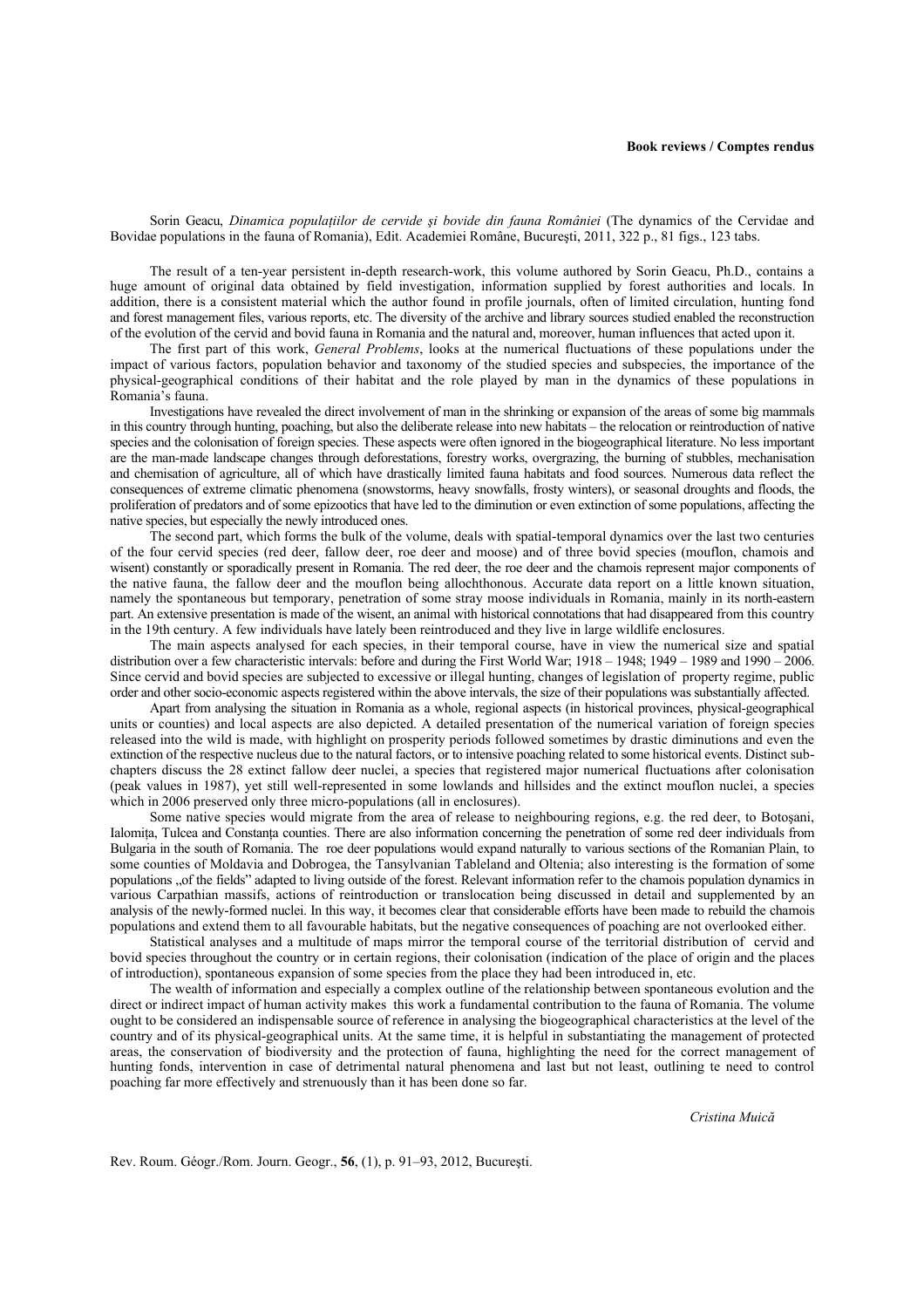**Book reviews / Comptes rendus**

Sorin Geacu, *Dinamica populaţiilor de cervide şi bovide din fauna României* (The dynamics of the Cervidae and Bovidae populations in the fauna of Romania), Edit. Academiei Române, Bucureşti, 2011, 322 p., 81 figs., 123 tabs.

The result of a ten-year persistent in-depth research-work, this volume authored by Sorin Geacu, Ph.D., contains a huge amount of original data obtained by field investigation, information supplied by forest authorities and locals. In addition, there is a consistent material which the author found in profile journals, often of limited circulation, hunting fond and forest management files, various reports, etc. The diversity of the archive and library sources studied enabled the reconstruction of the evolution of the cervid and bovid fauna in Romania and the natural and, moreover, human influences that acted upon it.

The first part of this work, *General Problems*, looks at the numerical fluctuations of these populations under the impact of various factors, population behavior and taxonomy of the studied species and subspecies, the importance of the physical-geographical conditions of their habitat and the role played by man in the dynamics of these populations in Romania's fauna.

Investigations have revealed the direct involvement of man in the shrinking or expansion of the areas of some big mammals in this country through hunting, poaching, but also the deliberate release into new habitats – the relocation or reintroduction of native species and the colonisation of foreign species. These aspects were often ignored in the biogeographical literature. No less important are the man-made landscape changes through deforestations, forestry works, overgrazing, the burning of stubbles, mechanisation and chemisation of agriculture, all of which have drastically limited fauna habitats and food sources. Numerous data reflect the consequences of extreme climatic phenomena (snowstorms, heavy snowfalls, frosty winters), or seasonal droughts and floods, the proliferation of predators and of some epizootics that have led to the diminution or even extinction of some populations, affecting the native species, but especially the newly introduced ones.

The second part, which forms the bulk of the volume, deals with spatial-temporal dynamics over the last two centuries of the four cervid species (red deer, fallow deer, roe deer and moose) and of three bovid species (mouflon, chamois and wisent) constantly or sporadically present in Romania. The red deer, the roe deer and the chamois represent major components of the native fauna, the fallow deer and the mouflon being allochthonous. Accurate data report on a little known situation, namely the spontaneous but temporary, penetration of some stray moose individuals in Romania, mainly in its north-eastern part. An extensive presentation is made of the wisent, an animal with historical connotations that had disappeared from this country in the 19th century. A few individuals have lately been reintroduced and they live in large wildlife enclosures.

The main aspects analysed for each species, in their temporal course, have in view the numerical size and spatial distribution over a few characteristic intervals: before and during the First World War; 1918 – 1948; 1949 – 1989 and 1990 – 2006. Since cervid and bovid species are subjected to excessive or illegal hunting, changes of legislation of property regime, public order and other socio-economic aspects registered within the above intervals, the size of their populations was substantially affected.

Apart from analysing the situation in Romania as a whole, regional aspects (in historical provinces, physical-geographical units or counties) and local aspects are also depicted. A detailed presentation of the numerical variation of foreign species released into the wild is made, with highlight on prosperity periods followed sometimes by drastic diminutions and even the extinction of the respective nucleus due to the natural factors, or to intensive poaching related to some historical events. Distinct sub-chapters discuss the 28 extinct fallow deer nuclei, a species that registered major numerical fluctuations after colonisation (peak values in 1987), yet still well-represented in some lowlands and hillsides and the extinct mouflon nuclei, a species which in 2006 preserved only three micro-populations (all in enclosures).

Some native species would migrate from the area of release to neighbouring regions, e.g. the red deer, to Botoşani, Ialomiţa, Tulcea and Constanţa counties. There are also information concerning the penetration of some red deer individuals from Bulgaria in the south of Romania. The roe deer populations would expand naturally to various sections of the Romanian Plain, to some counties of Moldavia and Dobrogea, the Tansylvanian Tableland and Oltenia; also interesting is the formation of some populations „of the fields" adapted to living outside of the forest. Relevant information refer to the chamois population dynamics in various Carpathian massifs, actions of reintroduction or translocation being discussed in detail and supplemented by an analysis of the newly-formed nuclei. In this way, it becomes clear that considerable efforts have been made to rebuild the chamois populations and extend them to all favourable habitats, but the negative consequences of poaching are not overlooked either.

Statistical analyses and a multitude of maps mirror the temporal course of the territorial distribution of cervid and bovid species throughout the country or in certain regions, their colonisation (indication of the place of origin and the places of introduction), spontaneous expansion of some species from the place they had been introduced in, etc.

The wealth of information and especially a complex outline of the relationship between spontaneous evolution and the direct or indirect impact of human activity makes this work a fundamental contribution to the fauna of Romania. The volume ought to be considered an indispensable source of reference in analysing the biogeographical characteristics at the level of the country and of its physical-geographical units. At the same time, it is helpful in substantiating the management of protected areas, the conservation of biodiversity and the protection of fauna, highlighting the need for the correct management of hunting fonds, intervention in case of detrimental natural phenomena and last but not least, outlining te need to control poaching far more effectively and strenuously than it has been done so far.

*Cristina Muică*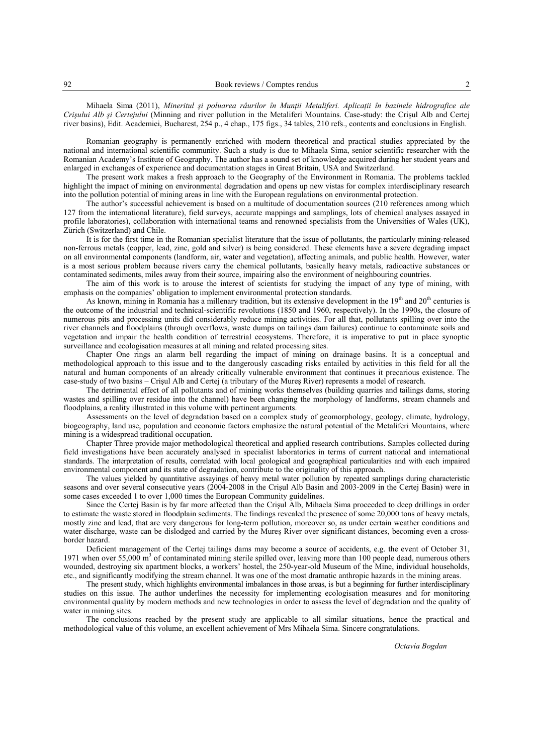Mihaela Sima (2011), *Mineritul şi poluarea râurilor în Munţii Metaliferi. Aplicaţii în bazinele hidrografice ale Crişului Alb şi Certejului* (Minning and river pollution in the Metaliferi Mountains. Case-study: the Crişul Alb and Certej river basins), Edit. Academiei, Bucharest, 254 p., 4 chap., 175 figs., 34 tables, 210 refs., contents and conclusions in English.

Romanian geography is permanently enriched with modern theoretical and practical studies appreciated by the national and international scientific community. Such a study is due to Mihaela Sima, senior scientific researcher with the Romanian Academy's Institute of Geography. The author has a sound set of knowledge acquired during her student years and enlarged in exchanges of experience and documentation stages in Great Britain, USA and Switzerland.

The present work makes a fresh approach to the Geography of the Environment in Romania. The problems tackled highlight the impact of mining on environmental degradation and opens up new vistas for complex interdisciplinary research into the pollution potential of mining areas in line with the European regulations on environmental protection.

The author's successful achievement is based on a multitude of documentation sources (210 references among which 127 from the international literature), field surveys, accurate mappings and samplings, lots of chemical analyses assayed in profile laboratories), collaboration with international teams and renowned specialists from the Universities of Wales (UK), Zürich (Switzerland) and Chile.

It is for the first time in the Romanian specialist literature that the issue of pollutants, the particularly mining-released non-ferrous metals (copper, lead, zinc, gold and silver) is being considered. These elements have a severe degrading impact on all environmental components (landform, air, water and vegetation), affecting animals, and public health. However, water is a most serious problem because rivers carry the chemical pollutants, basically heavy metals, radioactive substances or contaminated sediments, miles away from their source, impairing also the environment of neighbouring countries.

The aim of this work is to arouse the interest of scientists for studying the impact of any type of mining, with emphasis on the companies' obligation to implement environmental protection standards.

As known, mining in Romania has a millenary tradition, but its extensive development in the 19th and 20th centuries is the outcome of the industrial and technical-scientific revolutions (1850 and 1960, respectively). In the 1990s, the closure of numerous pits and processing units did considerably reduce mining activities. For all that, pollutants spilling over into the river channels and floodplains (through overflows, waste dumps on tailings dam failures) continue to contaminate soils and vegetation and impair the health condition of terrestrial ecosystems. Therefore, it is imperative to put in place synoptic surveillance and ecologisation measures at all mining and related processing sites.

Chapter One rings an alarm bell regarding the impact of mining on drainage basins. It is a conceptual and methodological approach to this issue and to the dangerously cascading risks entailed by activities in this field for all the natural and human components of an already critically vulnerable environment that continues it precarious existence. The case-study of two basins – Crişul Alb and Certej (a tributary of the Mureş River) represents a model of research.

The detrimental effect of all pollutants and of mining works themselves (building quarries and tailings dams, storing wastes and spilling over residue into the channel) have been changing the morphology of landforms, stream channels and floodplains, a reality illustrated in this volume with pertinent arguments.

Assessments on the level of degradation based on a complex study of geomorphology, geology, climate, hydrology, biogeography, land use, population and economic factors emphasize the natural potential of the Metaliferi Mountains, where mining is a widespread traditional occupation.

Chapter Three provide major methodological theoretical and applied research contributions. Samples collected during field investigations have been accurately analysed in specialist laboratories in terms of current national and international standards. The interpretation of results, correlated with local geological and geographical particularities and with each impaired environmental component and its state of degradation, contribute to the originality of this approach.

The values yielded by quantitative assayings of heavy metal water pollution by repeated samplings during characteristic seasons and over several consecutive years (2004-2008 in the Crişul Alb Basin and 2003-2009 in the Certej Basin) were in some cases exceeded 1 to over 1,000 times the European Community guidelines.

Since the Certej Basin is by far more affected than the Crişul Alb, Mihaela Sima proceeded to deep drillings in order to estimate the waste stored in floodplain sediments. The findings revealed the presence of some 20,000 tons of heavy metals, mostly zinc and lead, that are very dangerous for long-term pollution, moreover so, as under certain weather conditions and water discharge, waste can be dislodged and carried by the Mureş River over significant distances, becoming even a cross-border hazard.

Deficient management of the Certej tailings dams may become a source of accidents, e.g. the event of October 31, 1971 when over 55,000 m$^3$ of contaminated mining sterile spilled over, leaving more than 100 people dead, numerous others wounded, destroying six apartment blocks, a workers' hostel, the 250-year-old Museum of the Mine, individual households, etc., and significantly modifying the stream channel. It was one of the most dramatic anthropic hazards in the mining areas.

The present study, which highlights environmental imbalances in those areas, is but a beginning for further interdisciplinary studies on this issue. The author underlines the necessity for implementing ecologisation measures and for monitoring environmental quality by modern methods and new technologies in order to assess the level of degradation and the quality of water in mining sites.

The conclusions reached by the present study are applicable to all similar situations, hence the practical and methodological value of this volume, an excellent achievement of Mrs Mihaela Sima. Sincere congratulations.

*Octavia Bogdan*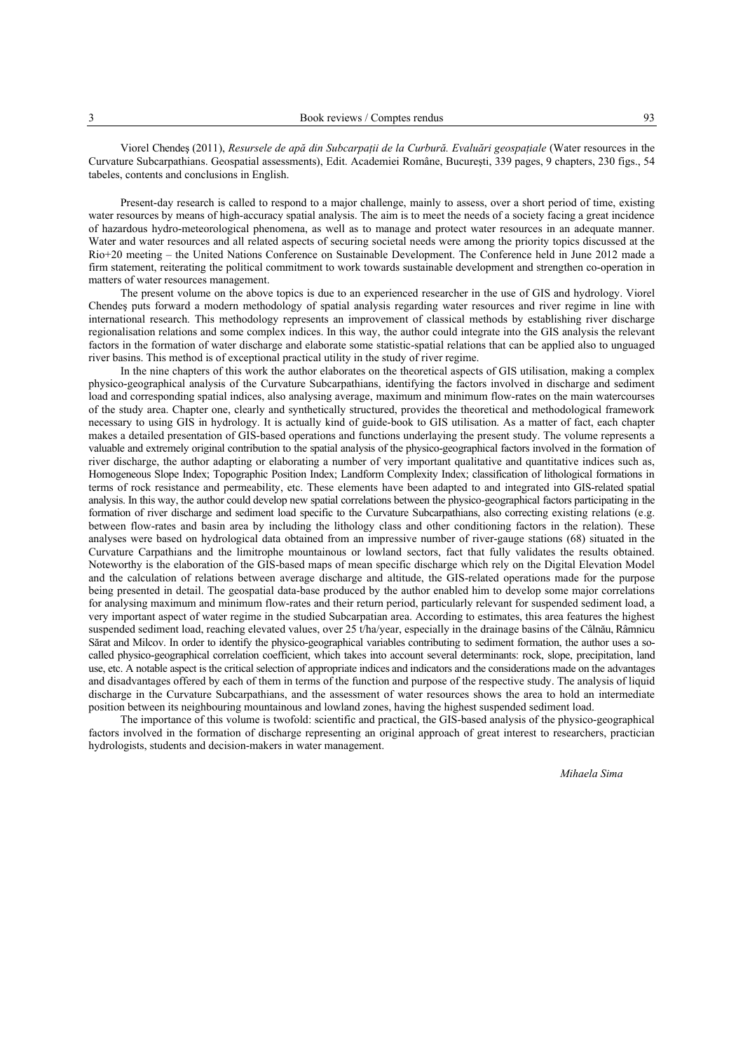Viorel Chendeş (2011), *Resursele de apă din Subcarpaţii de la Curbură. Evaluări geospaţiale* (Water resources in the Curvature Subcarpathians. Geospatial assessments), Edit. Academiei Române, Bucureşti, 339 pages, 9 chapters, 230 figs., 54 tabeles, contents and conclusions in English.

Present-day research is called to respond to a major challenge, mainly to assess, over a short period of time, existing water resources by means of high-accuracy spatial analysis. The aim is to meet the needs of a society facing a great incidence of hazardous hydro-meteorological phenomena, as well as to manage and protect water resources in an adequate manner. Water and water resources and all related aspects of securing societal needs were among the priority topics discussed at the Rio+20 meeting – the United Nations Conference on Sustainable Development. The Conference held in June 2012 made a firm statement, reiterating the political commitment to work towards sustainable development and strengthen co-operation in matters of water resources management.

The present volume on the above topics is due to an experienced researcher in the use of GIS and hydrology. Viorel Chendeş puts forward a modern methodology of spatial analysis regarding water resources and river regime in line with international research. This methodology represents an improvement of classical methods by establishing river discharge regionalisation relations and some complex indices. In this way, the author could integrate into the GIS analysis the relevant factors in the formation of water discharge and elaborate some statistic-spatial relations that can be applied also to unguaged river basins. This method is of exceptional practical utility in the study of river regime.

In the nine chapters of this work the author elaborates on the theoretical aspects of GIS utilisation, making a complex physico-geographical analysis of the Curvature Subcarpathians, identifying the factors involved in discharge and sediment load and corresponding spatial indices, also analysing average, maximum and minimum flow-rates on the main watercourses of the study area. Chapter one, clearly and synthetically structured, provides the theoretical and methodological framework necessary to using GIS in hydrology. It is actually kind of guide-book to GIS utilisation. As a matter of fact, each chapter makes a detailed presentation of GIS-based operations and functions underlaying the present study. The volume represents a valuable and extremely original contribution to the spatial analysis of the physico-geographical factors involved in the formation of river discharge, the author adapting or elaborating a number of very important qualitative and quantitative indices such as, Homogeneous Slope Index; Topographic Position Index; Landform Complexity Index; classification of lithological formations in terms of rock resistance and permeability, etc. These elements have been adapted to and integrated into GIS-related spatial analysis. In this way, the author could develop new spatial correlations between the physico-geographical factors participating in the formation of river discharge and sediment load specific to the Curvature Subcarpathians, also correcting existing relations (e.g. between flow-rates and basin area by including the lithology class and other conditioning factors in the relation). These analyses were based on hydrological data obtained from an impressive number of river-gauge stations (68) situated in the Curvature Carpathians and the limitrophe mountainous or lowland sectors, fact that fully validates the results obtained. Noteworthy is the elaboration of the GIS-based maps of mean specific discharge which rely on the Digital Elevation Model and the calculation of relations between average discharge and altitude, the GIS-related operations made for the purpose being presented in detail. The geospatial data-base produced by the author enabled him to develop some major correlations for analysing maximum and minimum flow-rates and their return period, particularly relevant for suspended sediment load, a very important aspect of water regime in the studied Subcarpathian area. According to estimates, this area features the highest suspended sediment load, reaching elevated values, over 25 t/ha/year, especially in the drainage basins of the Câlnău, Râmnicu Sărat and Milcov. In order to identify the physico-geographical variables contributing to sediment formation, the author uses a so-called physico-geographical correlation coefficient, which takes into account several determinants: rock, slope, precipitation, land use, etc. A notable aspect is the critical selection of appropriate indices and indicators and the considerations made on the advantages and disadvantages offered by each of them in terms of the function and purpose of the respective study. The analysis of liquid discharge in the Curvature Subcarpathians, and the assessment of water resources shows the area to hold an intermediate position between its neighbouring mountainous and lowland zones, having the highest suspended sediment load.

The importance of this volume is twofold: scientific and practical, the GIS-based analysis of the physico-geographical factors involved in the formation of discharge representing an original approach of great interest to researchers, practician hydrologists, students and decision-makers in water management.

*Mihaela Sima*